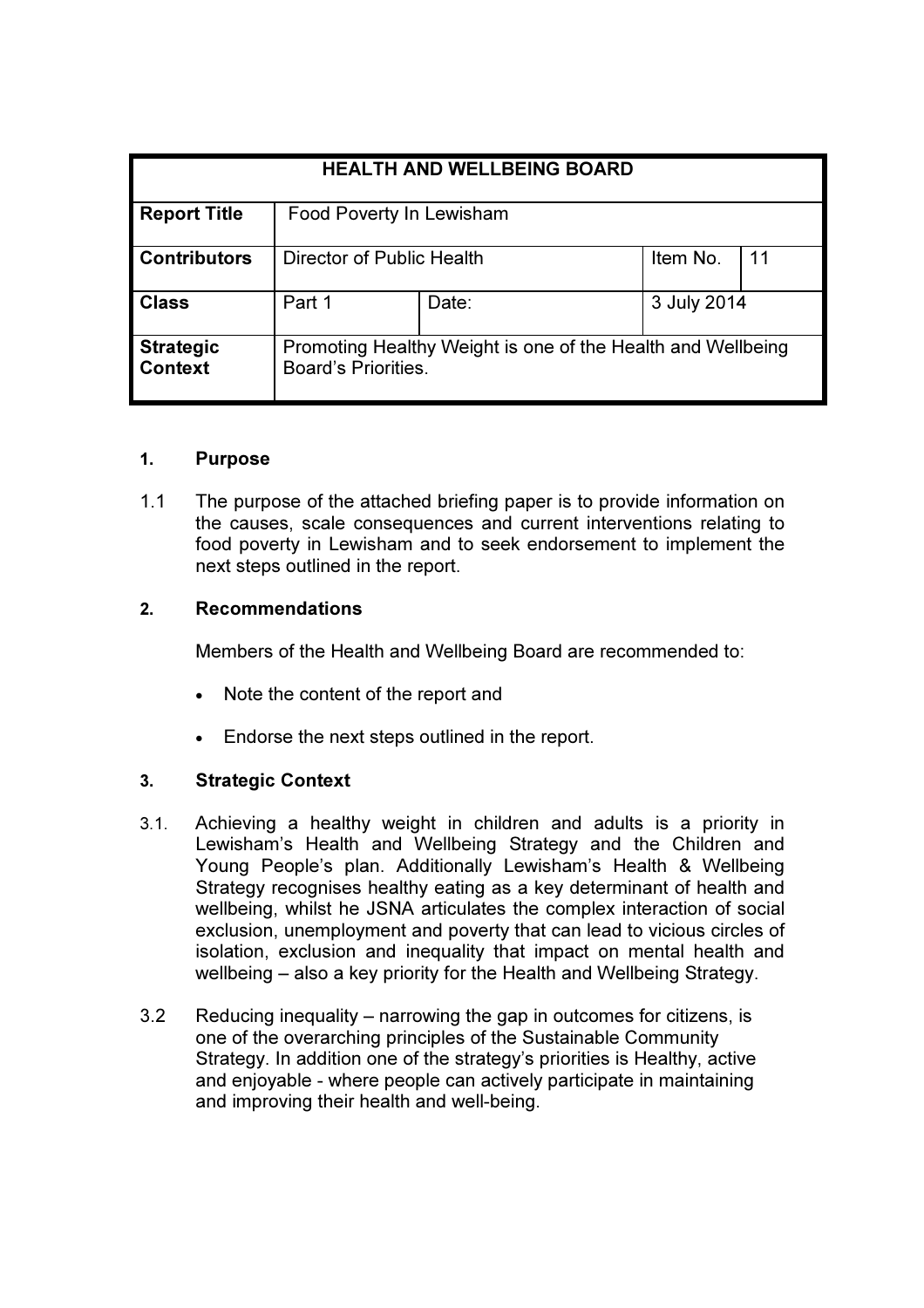| HEALTH AND WELLBEING BOARD | | | | |
|---|---|---|---|---|
| **Report Title** | Food Poverty In Lewisham | | | |
| **Contributors** | Director of Public Health | | Item No. | 11 |
| **Class** | Part 1 | Date: | 3 July 2014 | |
| **Strategic Context** | Promoting Healthy Weight is one of the Health and Wellbeing Board's Priorities. | | | |

## 1. Purpose

1.1 The purpose of the attached briefing paper is to provide information on the causes, scale consequences and current interventions relating to food poverty in Lewisham and to seek endorsement to implement the next steps outlined in the report.

## 2. Recommendations

Members of the Health and Wellbeing Board are recommended to:

- Note the content of the report and
- Endorse the next steps outlined in the report.

## 3. Strategic Context

3.1. Achieving a healthy weight in children and adults is a priority in Lewisham's Health and Wellbeing Strategy and the Children and Young People's plan. Additionally Lewisham's Health & Wellbeing Strategy recognises healthy eating as a key determinant of health and wellbeing, whilst he JSNA articulates the complex interaction of social exclusion, unemployment and poverty that can lead to vicious circles of isolation, exclusion and inequality that impact on mental health and wellbeing – also a key priority for the Health and Wellbeing Strategy.

3.2 Reducing inequality – narrowing the gap in outcomes for citizens, is one of the overarching principles of the Sustainable Community Strategy. In addition one of the strategy's priorities is Healthy, active and enjoyable - where people can actively participate in maintaining and improving their health and well-being.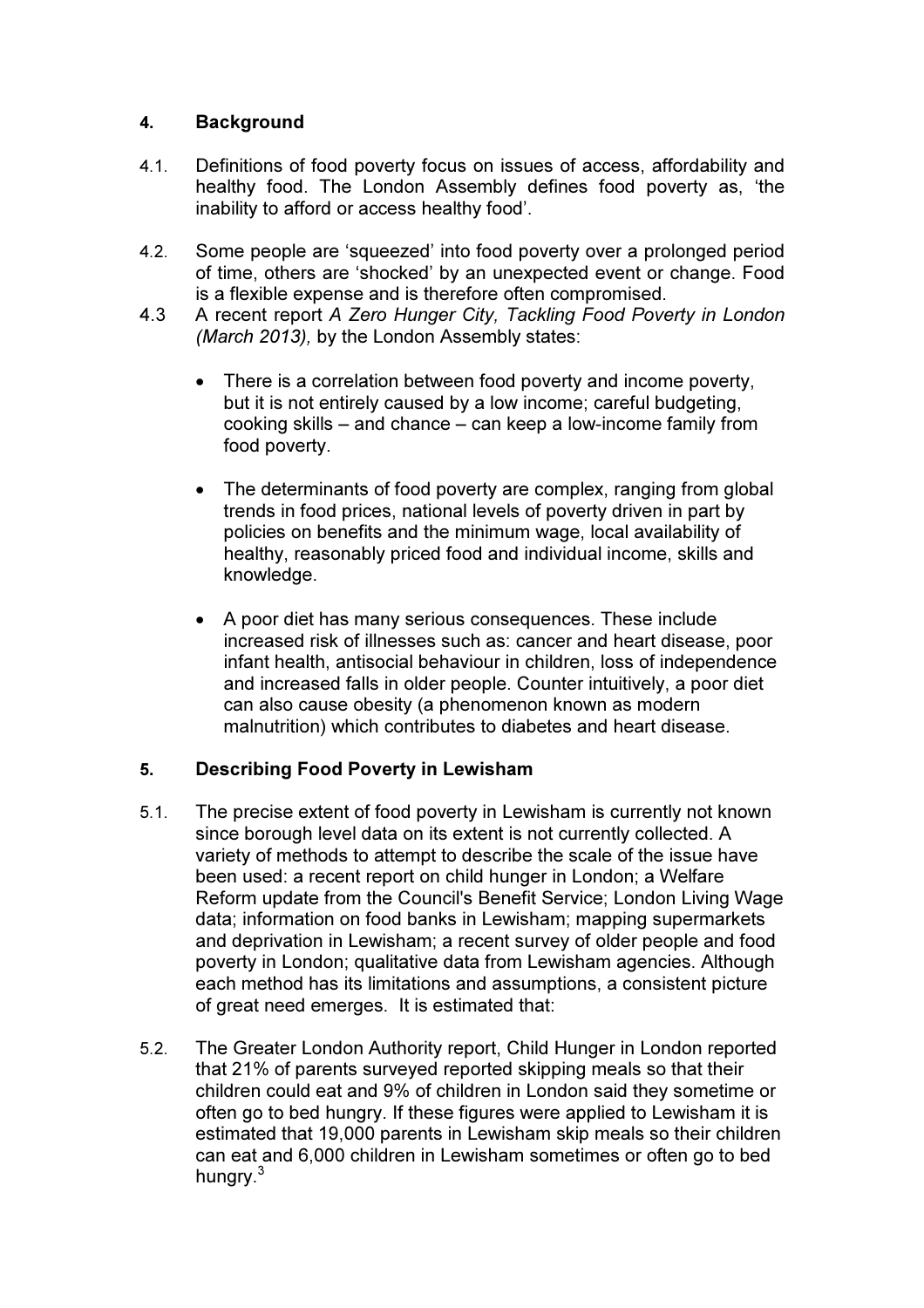## 4. Background

4.1. Definitions of food poverty focus on issues of access, affordability and healthy food. The London Assembly defines food poverty as, 'the inability to afford or access healthy food'.

4.2. Some people are 'squeezed' into food poverty over a prolonged period of time, others are 'shocked' by an unexpected event or change. Food is a flexible expense and is therefore often compromised.

4.3 A recent report *A Zero Hunger City, Tackling Food Poverty in London (March 2013),* by the London Assembly states:

- There is a correlation between food poverty and income poverty, but it is not entirely caused by a low income; careful budgeting, cooking skills – and chance – can keep a low-income family from food poverty.

- The determinants of food poverty are complex, ranging from global trends in food prices, national levels of poverty driven in part by policies on benefits and the minimum wage, local availability of healthy, reasonably priced food and individual income, skills and knowledge.

- A poor diet has many serious consequences. These include increased risk of illnesses such as: cancer and heart disease, poor infant health, antisocial behaviour in children, loss of independence and increased falls in older people. Counter intuitively, a poor diet can also cause obesity (a phenomenon known as modern malnutrition) which contributes to diabetes and heart disease.

## 5. Describing Food Poverty in Lewisham

5.1. The precise extent of food poverty in Lewisham is currently not known since borough level data on its extent is not currently collected. A variety of methods to attempt to describe the scale of the issue have been used: a recent report on child hunger in London; a Welfare Reform update from the Council's Benefit Service; London Living Wage data; information on food banks in Lewisham; mapping supermarkets and deprivation in Lewisham; a recent survey of older people and food poverty in London; qualitative data from Lewisham agencies. Although each method has its limitations and assumptions, a consistent picture of great need emerges. It is estimated that:

5.2. The Greater London Authority report, Child Hunger in London reported that 21% of parents surveyed reported skipping meals so that their children could eat and 9% of children in London said they sometime or often go to bed hungry. If these figures were applied to Lewisham it is estimated that 19,000 parents in Lewisham skip meals so their children can eat and 6,000 children in Lewisham sometimes or often go to bed hungry.[3]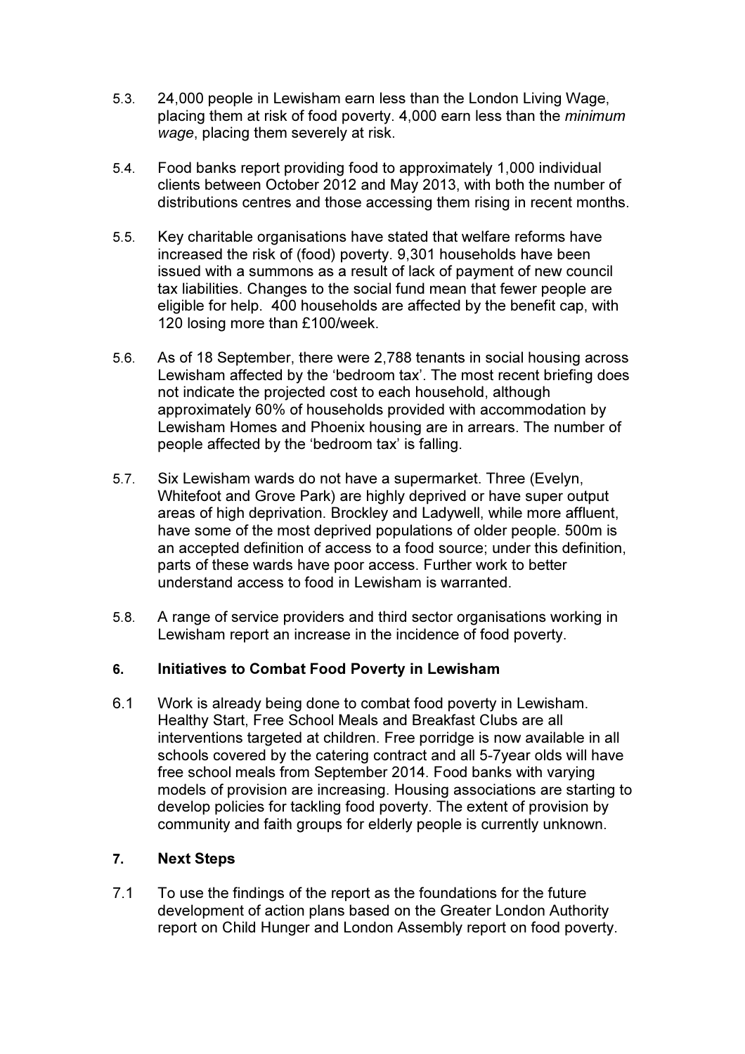5.3. 24,000 people in Lewisham earn less than the London Living Wage, placing them at risk of food poverty. 4,000 earn less than the *minimum wage*, placing them severely at risk.

5.4. Food banks report providing food to approximately 1,000 individual clients between October 2012 and May 2013, with both the number of distributions centres and those accessing them rising in recent months.

5.5. Key charitable organisations have stated that welfare reforms have increased the risk of (food) poverty. 9,301 households have been issued with a summons as a result of lack of payment of new council tax liabilities. Changes to the social fund mean that fewer people are eligible for help. 400 households are affected by the benefit cap, with 120 losing more than £100/week.

5.6. As of 18 September, there were 2,788 tenants in social housing across Lewisham affected by the 'bedroom tax'. The most recent briefing does not indicate the projected cost to each household, although approximately 60% of households provided with accommodation by Lewisham Homes and Phoenix housing are in arrears. The number of people affected by the 'bedroom tax' is falling.

5.7. Six Lewisham wards do not have a supermarket. Three (Evelyn, Whitefoot and Grove Park) are highly deprived or have super output areas of high deprivation. Brockley and Ladywell, while more affluent, have some of the most deprived populations of older people. 500m is an accepted definition of access to a food source; under this definition, parts of these wards have poor access. Further work to better understand access to food in Lewisham is warranted.

5.8. A range of service providers and third sector organisations working in Lewisham report an increase in the incidence of food poverty.

## 6. Initiatives to Combat Food Poverty in Lewisham

6.1 Work is already being done to combat food poverty in Lewisham. Healthy Start, Free School Meals and Breakfast Clubs are all interventions targeted at children. Free porridge is now available in all schools covered by the catering contract and all 5-7year olds will have free school meals from September 2014. Food banks with varying models of provision are increasing. Housing associations are starting to develop policies for tackling food poverty. The extent of provision by community and faith groups for elderly people is currently unknown.

## 7. Next Steps

7.1 To use the findings of the report as the foundations for the future development of action plans based on the Greater London Authority report on Child Hunger and London Assembly report on food poverty.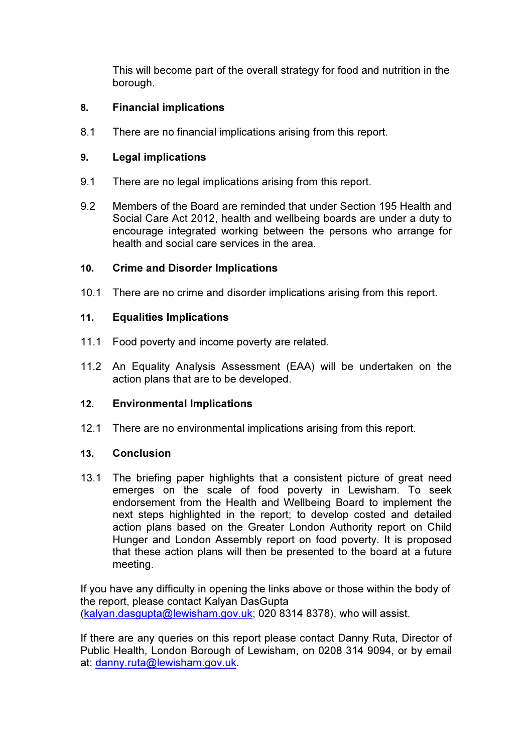This will become part of the overall strategy for food and nutrition in the borough.

## 8. Financial implications

8.1 There are no financial implications arising from this report.

## 9. Legal implications

9.1 There are no legal implications arising from this report.

9.2 Members of the Board are reminded that under Section 195 Health and Social Care Act 2012, health and wellbeing boards are under a duty to encourage integrated working between the persons who arrange for health and social care services in the area.

## 10. Crime and Disorder Implications

10.1 There are no crime and disorder implications arising from this report.

## 11. Equalities Implications

11.1 Food poverty and income poverty are related.

11.2 An Equality Analysis Assessment (EAA) will be undertaken on the action plans that are to be developed.

## 12. Environmental Implications

12.1 There are no environmental implications arising from this report.

## 13. Conclusion

13.1 The briefing paper highlights that a consistent picture of great need emerges on the scale of food poverty in Lewisham. To seek endorsement from the Health and Wellbeing Board to implement the next steps highlighted in the report; to develop costed and detailed action plans based on the Greater London Authority report on Child Hunger and London Assembly report on food poverty. It is proposed that these action plans will then be presented to the board at a future meeting.

If you have any difficulty in opening the links above or those within the body of the report, please contact Kalyan DasGupta (kalyan.dasgupta@lewisham.gov.uk; 020 8314 8378), who will assist.

If there are any queries on this report please contact Danny Ruta, Director of Public Health, London Borough of Lewisham, on 0208 314 9094, or by email at: danny.ruta@lewisham.gov.uk.